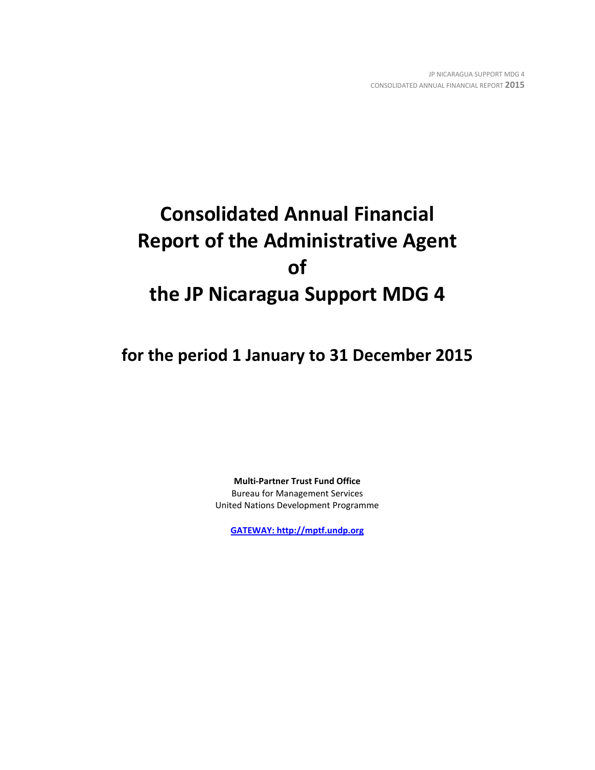# Consolidated Annual Financial Report of the Administrative Agent of the JP Nicaragua Support MDG 4

## for the period 1 January to 31 December 2015

**Multi-Partner Trust Fund Office**
Bureau for Management Services
United Nations Development Programme

[GATEWAY: http://mptf.undp.org](http://mptf.undp.org)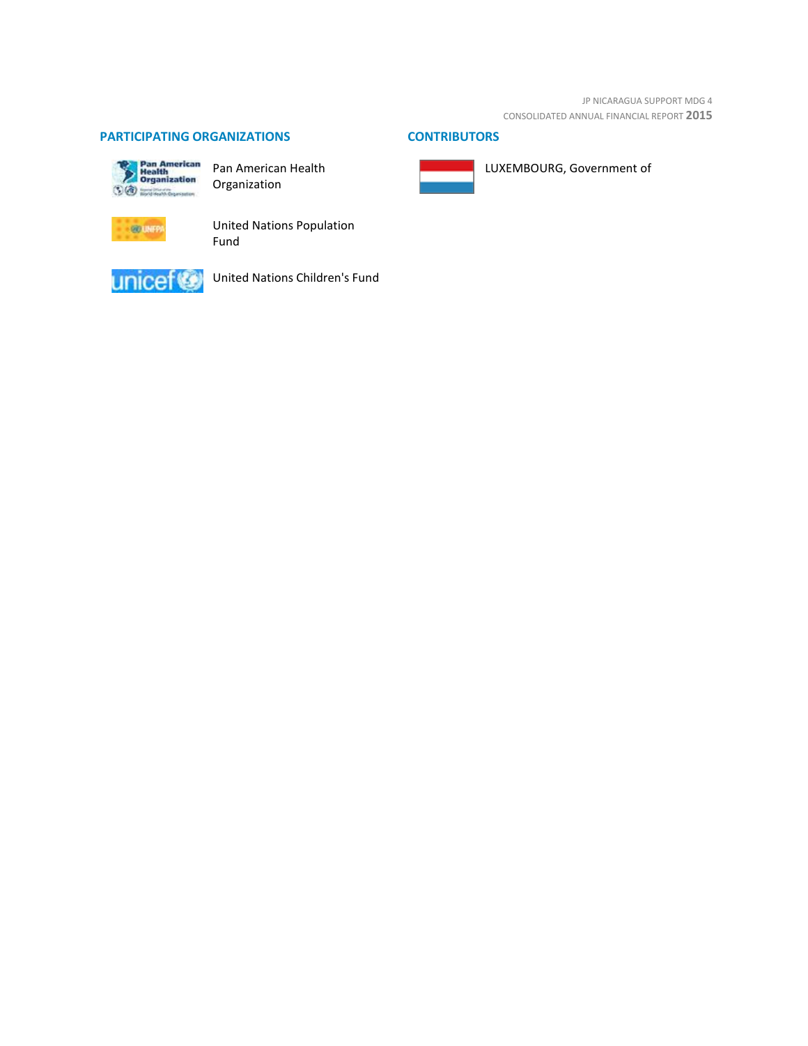## PARTICIPATING ORGANIZATIONS

Pan American Health Organization

United Nations Population Fund

United Nations Children's Fund

## CONTRIBUTORS

LUXEMBOURG, Government of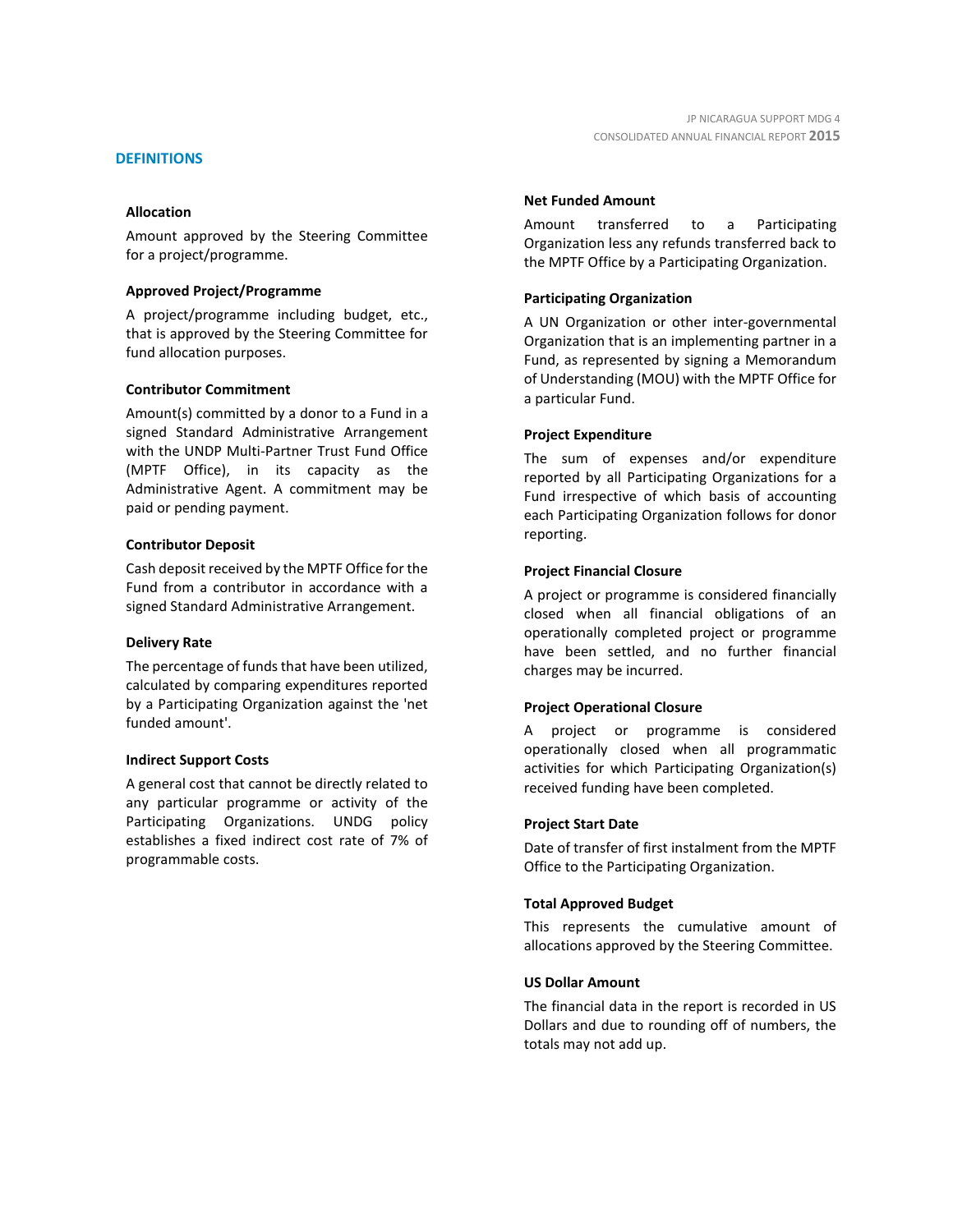## DEFINITIONS

### Allocation

Amount approved by the Steering Committee for a project/programme.

### Approved Project/Programme

A project/programme including budget, etc., that is approved by the Steering Committee for fund allocation purposes.

### Contributor Commitment

Amount(s) committed by a donor to a Fund in a signed Standard Administrative Arrangement with the UNDP Multi-Partner Trust Fund Office (MPTF Office), in its capacity as the Administrative Agent. A commitment may be paid or pending payment.

### Contributor Deposit

Cash deposit received by the MPTF Office for the Fund from a contributor in accordance with a signed Standard Administrative Arrangement.

### Delivery Rate

The percentage of funds that have been utilized, calculated by comparing expenditures reported by a Participating Organization against the 'net funded amount'.

### Indirect Support Costs

A general cost that cannot be directly related to any particular programme or activity of the Participating Organizations. UNDG policy establishes a fixed indirect cost rate of 7% of programmable costs.

### Net Funded Amount

Amount transferred to a Participating Organization less any refunds transferred back to the MPTF Office by a Participating Organization.

### Participating Organization

A UN Organization or other inter-governmental Organization that is an implementing partner in a Fund, as represented by signing a Memorandum of Understanding (MOU) with the MPTF Office for a particular Fund.

### Project Expenditure

The sum of expenses and/or expenditure reported by all Participating Organizations for a Fund irrespective of which basis of accounting each Participating Organization follows for donor reporting.

### Project Financial Closure

A project or programme is considered financially closed when all financial obligations of an operationally completed project or programme have been settled, and no further financial charges may be incurred.

### Project Operational Closure

A project or programme is considered operationally closed when all programmatic activities for which Participating Organization(s) received funding have been completed.

### Project Start Date

Date of transfer of first instalment from the MPTF Office to the Participating Organization.

### Total Approved Budget

This represents the cumulative amount of allocations approved by the Steering Committee.

### US Dollar Amount

The financial data in the report is recorded in US Dollars and due to rounding off of numbers, the totals may not add up.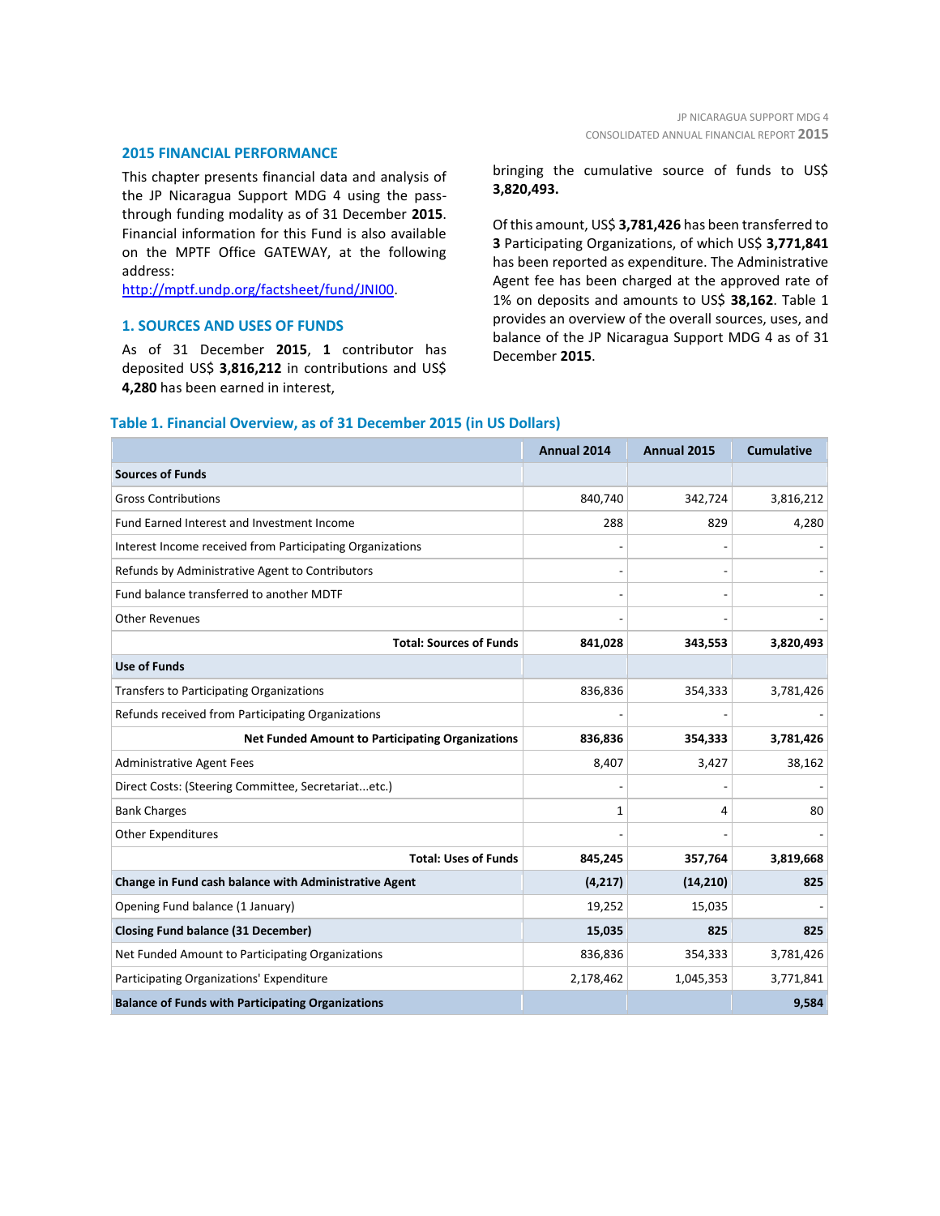## 2015 FINANCIAL PERFORMANCE

This chapter presents financial data and analysis of the JP Nicaragua Support MDG 4 using the pass-through funding modality as of 31 December **2015**. Financial information for this Fund is also available on the MPTF Office GATEWAY, at the following address: [http://mptf.undp.org/factsheet/fund/JNI00](http://mptf.undp.org/factsheet/fund/JNI00).

## 1. SOURCES AND USES OF FUNDS

As of 31 December **2015**, **1** contributor has deposited US$ **3,816,212** in contributions and US$ **4,280** has been earned in interest, bringing the cumulative source of funds to US$ **3,820,493.**

Of this amount, US$ **3,781,426** has been transferred to **3** Participating Organizations, of which US$ **3,771,841** has been reported as expenditure. The Administrative Agent fee has been charged at the approved rate of 1% on deposits and amounts to US$ **38,162**. Table 1 provides an overview of the overall sources, uses, and balance of the JP Nicaragua Support MDG 4 as of 31 December **2015**.

### Table 1. Financial Overview, as of 31 December 2015 (in US Dollars)

| | Annual 2014 | Annual 2015 | Cumulative |
|---|---|---|---|
| **Sources of Funds** | | | |
| Gross Contributions | 840,740 | 342,724 | 3,816,212 |
| Fund Earned Interest and Investment Income | 288 | 829 | 4,280 |
| Interest Income received from Participating Organizations | - | - | - |
| Refunds by Administrative Agent to Contributors | - | - | - |
| Fund balance transferred to another MDTF | - | - | - |
| Other Revenues | - | - | - |
| **Total: Sources of Funds** | **841,028** | **343,553** | **3,820,493** |
| **Use of Funds** | | | |
| Transfers to Participating Organizations | 836,836 | 354,333 | 3,781,426 |
| Refunds received from Participating Organizations | - | - | - |
| **Net Funded Amount to Participating Organizations** | **836,836** | **354,333** | **3,781,426** |
| Administrative Agent Fees | 8,407 | 3,427 | 38,162 |
| Direct Costs: (Steering Committee, Secretariat...etc.) | - | - | - |
| Bank Charges | 1 | 4 | 80 |
| Other Expenditures | - | - | - |
| **Total: Uses of Funds** | **845,245** | **357,764** | **3,819,668** |
| **Change in Fund cash balance with Administrative Agent** | **(4,217)** | **(14,210)** | **825** |
| Opening Fund balance (1 January) | 19,252 | 15,035 | - |
| **Closing Fund balance (31 December)** | **15,035** | **825** | **825** |
| Net Funded Amount to Participating Organizations | 836,836 | 354,333 | 3,781,426 |
| Participating Organizations' Expenditure | 2,178,462 | 1,045,353 | 3,771,841 |
| **Balance of Funds with Participating Organizations** | | | **9,584** |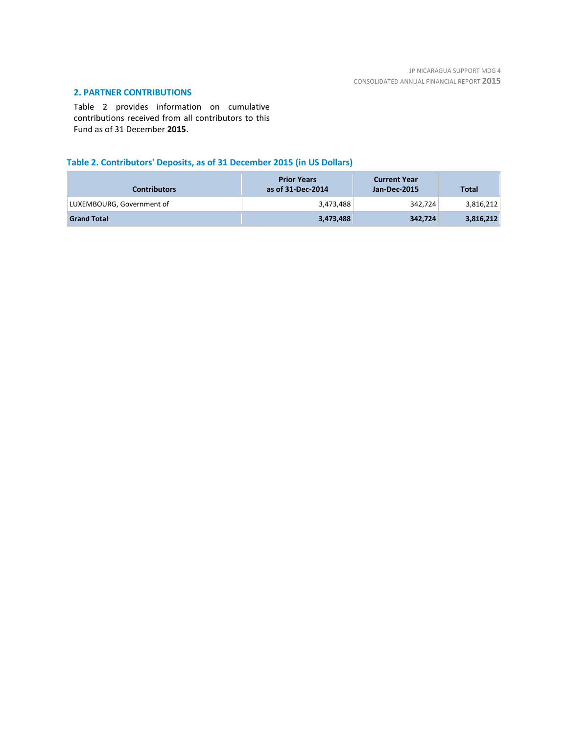## 2. PARTNER CONTRIBUTIONS

Table 2 provides information on cumulative contributions received from all contributors to this Fund as of 31 December **2015**.

### Table 2. Contributors' Deposits, as of 31 December 2015 (in US Dollars)

| Contributors | Prior Years as of 31-Dec-2014 | Current Year Jan-Dec-2015 | Total |
|---|---|---|---|
| LUXEMBOURG, Government of | 3,473,488 | 342,724 | 3,816,212 |
| **Grand Total** | **3,473,488** | **342,724** | **3,816,212** |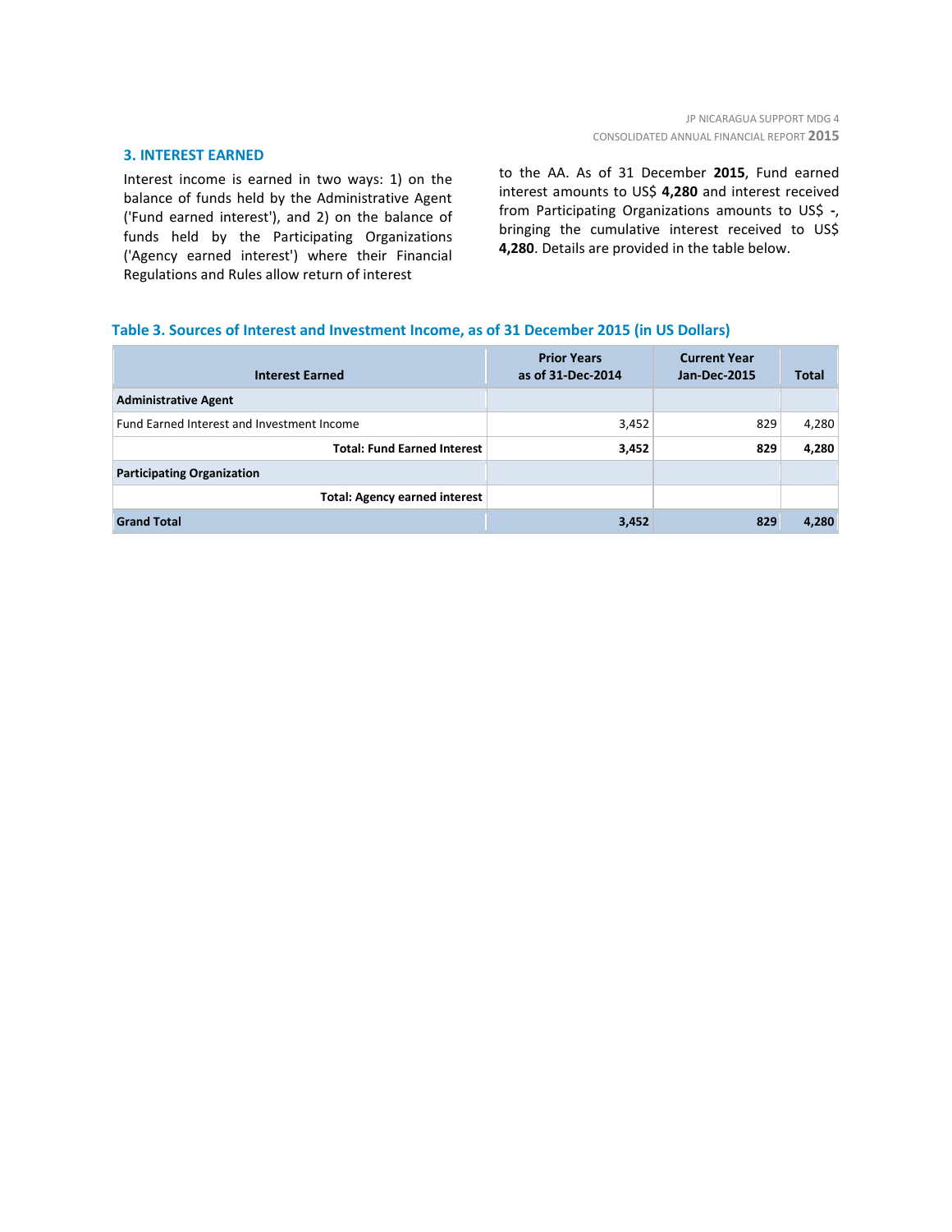## 3. INTEREST EARNED

Interest income is earned in two ways: 1) on the balance of funds held by the Administrative Agent ('Fund earned interest'), and 2) on the balance of funds held by the Participating Organizations ('Agency earned interest') where their Financial Regulations and Rules allow return of interest to the AA. As of 31 December **2015**, Fund earned interest amounts to US$ **4,280** and interest received from Participating Organizations amounts to US$ **-**, bringing the cumulative interest received to US$ **4,280**. Details are provided in the table below.

**Table 3. Sources of Interest and Investment Income, as of 31 December 2015 (in US Dollars)**

| Interest Earned | Prior Years as of 31-Dec-2014 | Current Year Jan-Dec-2015 | Total |
|---|---|---|---|
| **Administrative Agent** | | | |
| Fund Earned Interest and Investment Income | 3,452 | 829 | 4,280 |
| **Total: Fund Earned Interest** | **3,452** | **829** | **4,280** |
| **Participating Organization** | | | |
| **Total: Agency earned interest** | | | |
| **Grand Total** | **3,452** | **829** | **4,280** |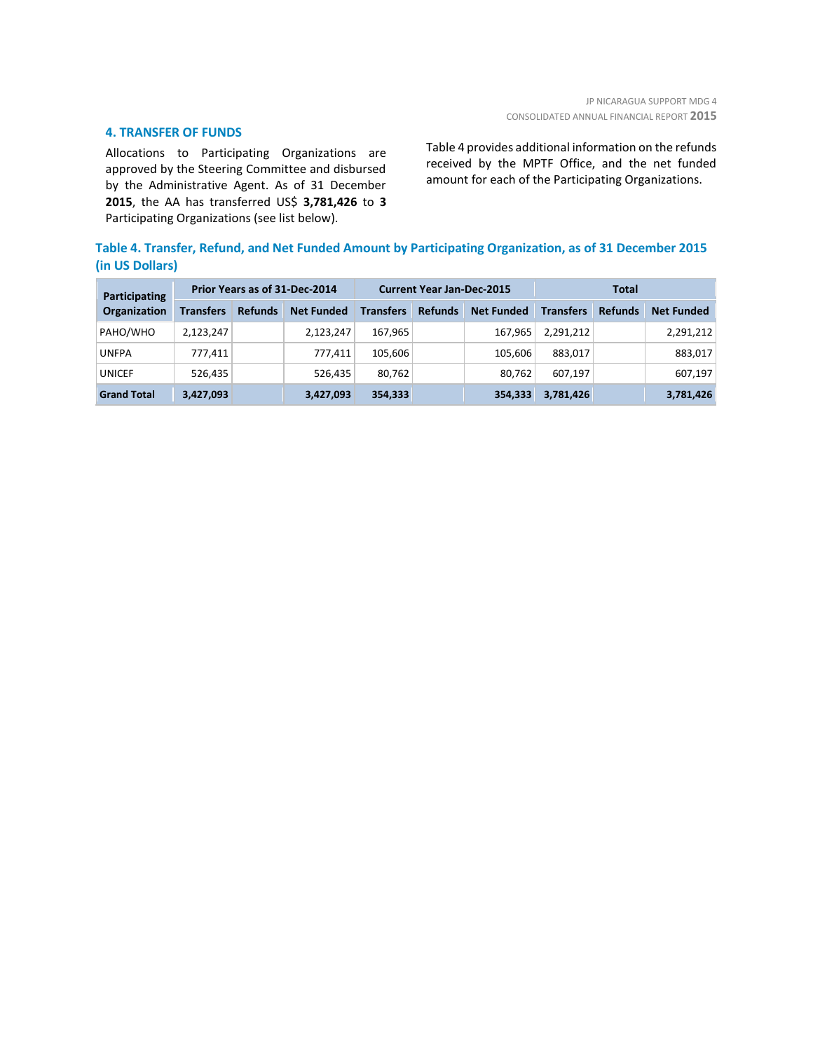## 4. TRANSFER OF FUNDS

Allocations to Participating Organizations are approved by the Steering Committee and disbursed by the Administrative Agent. As of 31 December **2015**, the AA has transferred US$ **3,781,426** to **3** Participating Organizations (see list below).

Table 4 provides additional information on the refunds received by the MPTF Office, and the net funded amount for each of the Participating Organizations.

**Table 4. Transfer, Refund, and Net Funded Amount by Participating Organization, as of 31 December 2015 (in US Dollars)**

| Participating Organization | Prior Years as of 31-Dec-2014 | | | Current Year Jan-Dec-2015 | | | Total | | |
|---|---|---|---|---|---|---|---|---|---|
| | Transfers | Refunds | Net Funded | Transfers | Refunds | Net Funded | Transfers | Refunds | Net Funded |
| PAHO/WHO | 2,123,247 | | 2,123,247 | 167,965 | | 167,965 | 2,291,212 | | 2,291,212 |
| UNFPA | 777,411 | | 777,411 | 105,606 | | 105,606 | 883,017 | | 883,017 |
| UNICEF | 526,435 | | 526,435 | 80,762 | | 80,762 | 607,197 | | 607,197 |
| **Grand Total** | **3,427,093** | | **3,427,093** | **354,333** | | **354,333** | **3,781,426** | | **3,781,426** |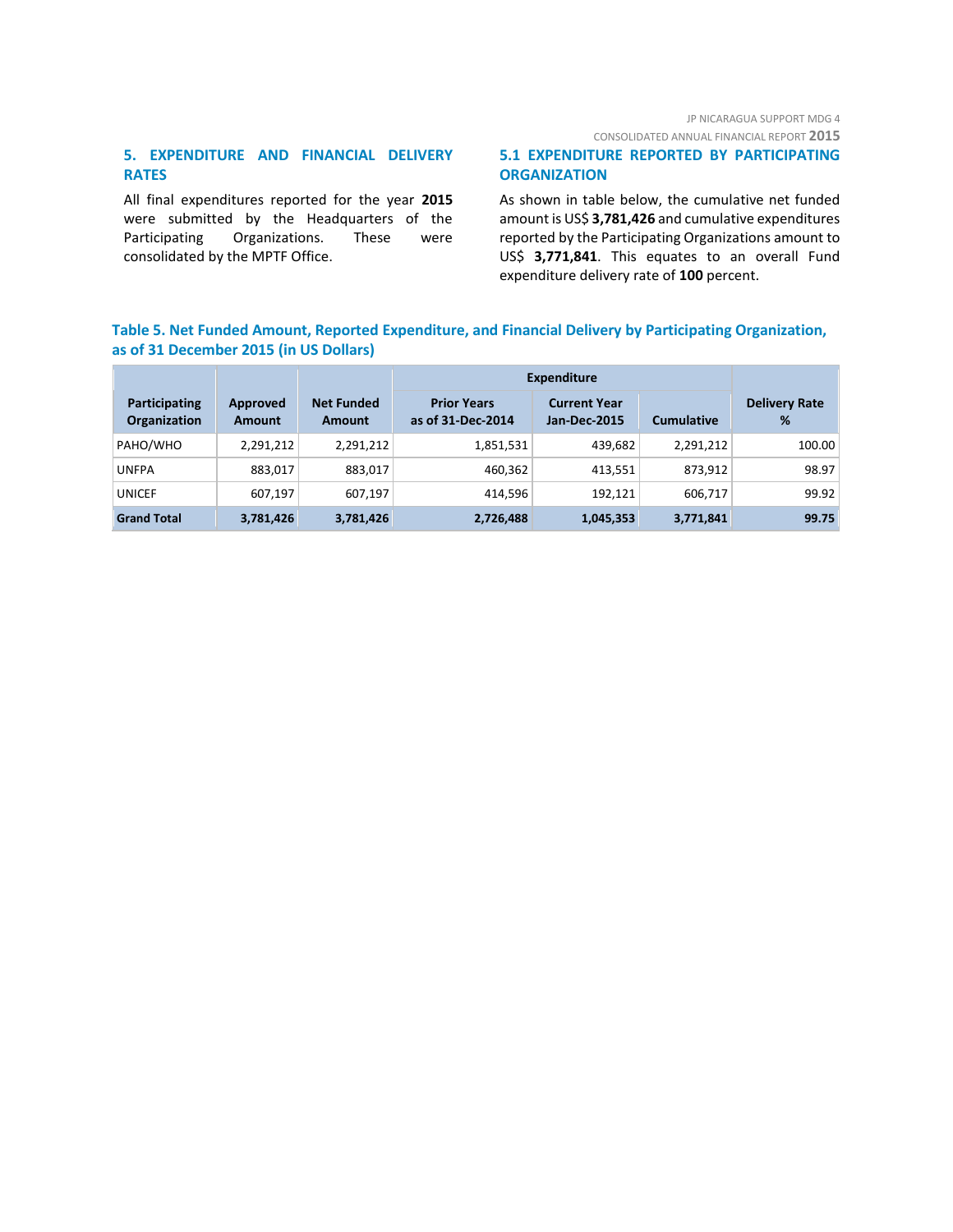## 5. EXPENDITURE AND FINANCIAL DELIVERY RATES

All final expenditures reported for the year **2015** were submitted by the Headquarters of the Participating Organizations. These were consolidated by the MPTF Office.

## 5.1 EXPENDITURE REPORTED BY PARTICIPATING ORGANIZATION

As shown in table below, the cumulative net funded amount is US$ **3,781,426** and cumulative expenditures reported by the Participating Organizations amount to US$ **3,771,841**. This equates to an overall Fund expenditure delivery rate of **100** percent.

**Table 5. Net Funded Amount, Reported Expenditure, and Financial Delivery by Participating Organization, as of 31 December 2015 (in US Dollars)**

| Participating Organization | Approved Amount | Net Funded Amount | Expenditure | | | Delivery Rate % |
|---|---|---|---|---|---|---|
| | | | Prior Years as of 31-Dec-2014 | Current Year Jan-Dec-2015 | Cumulative | |
| PAHO/WHO | 2,291,212 | 2,291,212 | 1,851,531 | 439,682 | 2,291,212 | 100.00 |
| UNFPA | 883,017 | 883,017 | 460,362 | 413,551 | 873,912 | 98.97 |
| UNICEF | 607,197 | 607,197 | 414,596 | 192,121 | 606,717 | 99.92 |
| **Grand Total** | **3,781,426** | **3,781,426** | **2,726,488** | **1,045,353** | **3,771,841** | **99.75** |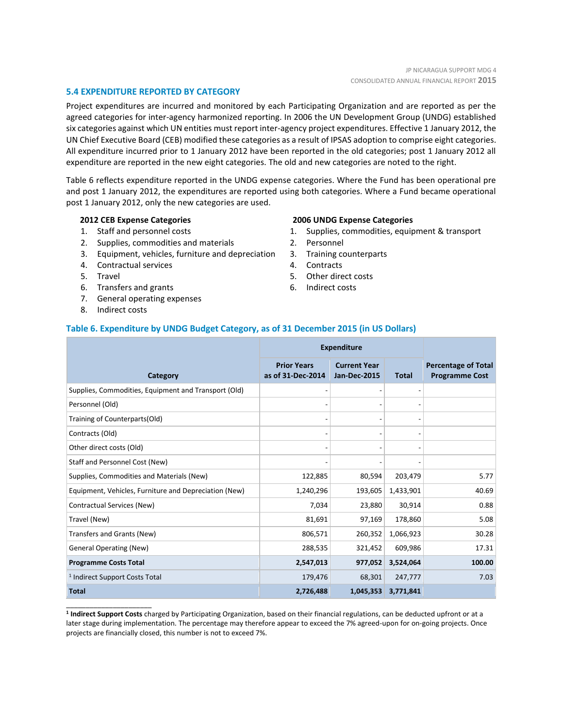## 5.4 EXPENDITURE REPORTED BY CATEGORY

Project expenditures are incurred and monitored by each Participating Organization and are reported as per the agreed categories for inter-agency harmonized reporting. In 2006 the UN Development Group (UNDG) established six categories against which UN entities must report inter-agency project expenditures. Effective 1 January 2012, the UN Chief Executive Board (CEB) modified these categories as a result of IPSAS adoption to comprise eight categories. All expenditure incurred prior to 1 January 2012 have been reported in the old categories; post 1 January 2012 all expenditure are reported in the new eight categories. The old and new categories are noted to the right.

Table 6 reflects expenditure reported in the UNDG expense categories. Where the Fund has been operational pre and post 1 January 2012, the expenditures are reported using both categories. Where a Fund became operational post 1 January 2012, only the new categories are used.

**2012 CEB Expense Categories**

1. Staff and personnel costs
2. Supplies, commodities and materials
3. Equipment, vehicles, furniture and depreciation
4. Contractual services
5. Travel
6. Transfers and grants
7. General operating expenses
8. Indirect costs

**2006 UNDG Expense Categories**

1. Supplies, commodities, equipment & transport
2. Personnel
3. Training counterparts
4. Contracts
5. Other direct costs
6. Indirect costs

### Table 6. Expenditure by UNDG Budget Category, as of 31 December 2015 (in US Dollars)

| Category | Expenditure | | | Percentage of Total Programme Cost |
|---|---|---|---|---|
| | Prior Years as of 31-Dec-2014 | Current Year Jan-Dec-2015 | Total | |
| Supplies, Commodities, Equipment and Transport (Old) | - | - | - | |
| Personnel (Old) | - | - | - | |
| Training of Counterparts(Old) | - | - | - | |
| Contracts (Old) | - | - | - | |
| Other direct costs (Old) | - | - | - | |
| Staff and Personnel Cost (New) | - | - | - | |
| Supplies, Commodities and Materials (New) | 122,885 | 80,594 | 203,479 | 5.77 |
| Equipment, Vehicles, Furniture and Depreciation (New) | 1,240,296 | 193,605 | 1,433,901 | 40.69 |
| Contractual Services (New) | 7,034 | 23,880 | 30,914 | 0.88 |
| Travel (New) | 81,691 | 97,169 | 178,860 | 5.08 |
| Transfers and Grants (New) | 806,571 | 260,352 | 1,066,923 | 30.28 |
| General Operating (New) | 288,535 | 321,452 | 609,986 | 17.31 |
| **Programme Costs Total** | **2,547,013** | **977,052** | **3,524,064** | **100.00** |
| [1] Indirect Support Costs Total | 179,476 | 68,301 | 247,777 | 7.03 |
| **Total** | **2,726,488** | **1,045,353** | **3,771,841** | |

---

[1] **Indirect Support Costs** charged by Participating Organization, based on their financial regulations, can be deducted upfront or at a later stage during implementation. The percentage may therefore appear to exceed the 7% agreed-upon for on-going projects. Once projects are financially closed, this number is not to exceed 7%.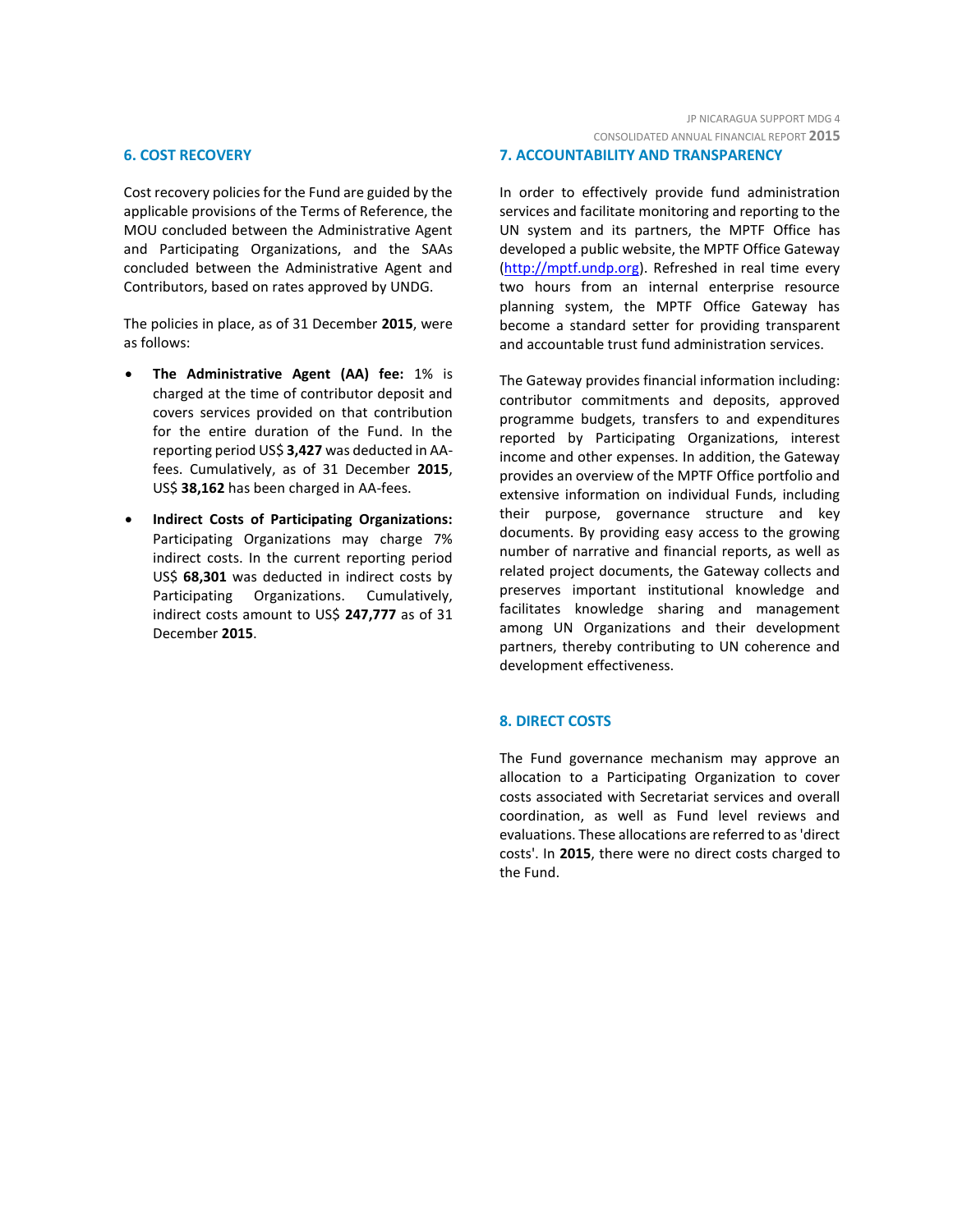## 6. COST RECOVERY

Cost recovery policies for the Fund are guided by the applicable provisions of the Terms of Reference, the MOU concluded between the Administrative Agent and Participating Organizations, and the SAAs concluded between the Administrative Agent and Contributors, based on rates approved by UNDG.

The policies in place, as of 31 December **2015**, were as follows:

- **The Administrative Agent (AA) fee:** 1% is charged at the time of contributor deposit and covers services provided on that contribution for the entire duration of the Fund. In the reporting period US$ **3,427** was deducted in AA-fees. Cumulatively, as of 31 December **2015**, US$ **38,162** has been charged in AA-fees.
- **Indirect Costs of Participating Organizations:** Participating Organizations may charge 7% indirect costs. In the current reporting period US$ **68,301** was deducted in indirect costs by Participating Organizations. Cumulatively, indirect costs amount to US$ **247,777** as of 31 December **2015**.

## 7. ACCOUNTABILITY AND TRANSPARENCY

In order to effectively provide fund administration services and facilitate monitoring and reporting to the UN system and its partners, the MPTF Office has developed a public website, the MPTF Office Gateway (http://mptf.undp.org). Refreshed in real time every two hours from an internal enterprise resource planning system, the MPTF Office Gateway has become a standard setter for providing transparent and accountable trust fund administration services.

The Gateway provides financial information including: contributor commitments and deposits, approved programme budgets, transfers to and expenditures reported by Participating Organizations, interest income and other expenses. In addition, the Gateway provides an overview of the MPTF Office portfolio and extensive information on individual Funds, including their purpose, governance structure and key documents. By providing easy access to the growing number of narrative and financial reports, as well as related project documents, the Gateway collects and preserves important institutional knowledge and facilitates knowledge sharing and management among UN Organizations and their development partners, thereby contributing to UN coherence and development effectiveness.

## 8. DIRECT COSTS

The Fund governance mechanism may approve an allocation to a Participating Organization to cover costs associated with Secretariat services and overall coordination, as well as Fund level reviews and evaluations. These allocations are referred to as 'direct costs'. In **2015**, there were no direct costs charged to the Fund.